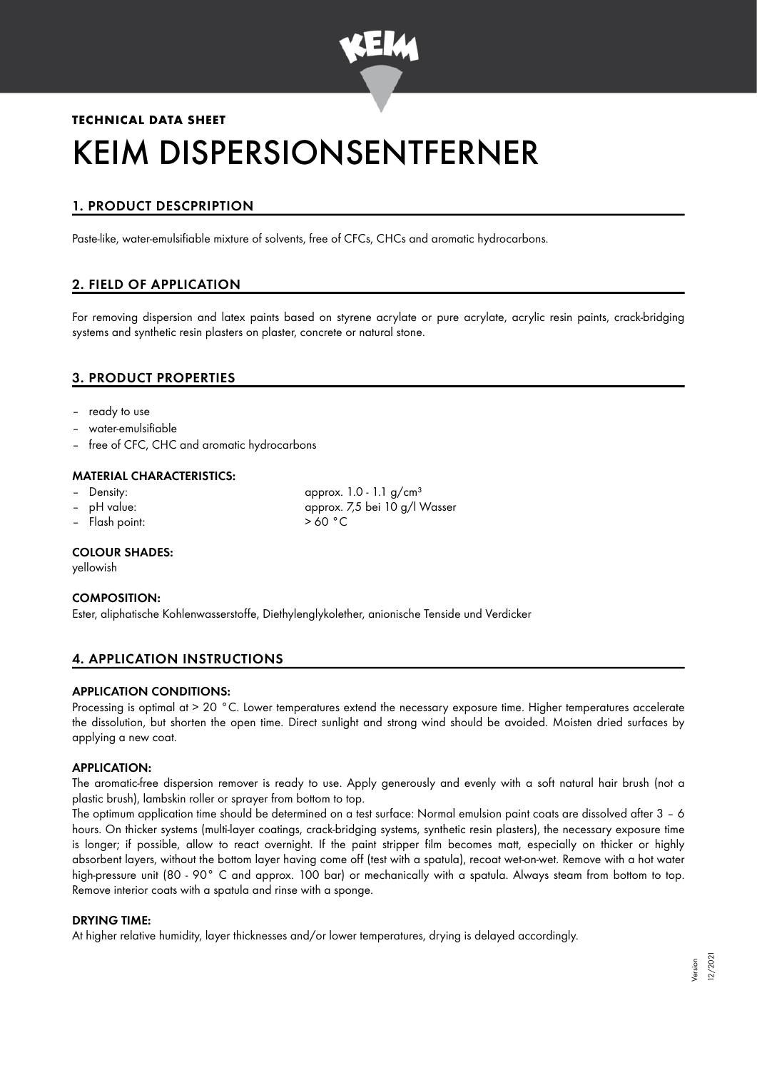**TECHNICAL DATA SHEET**

# KEIM DISPERSIONSENTFERNER

## 1. PRODUCT DESCPRIPTION

Paste-like, water-emulsifiable mixture of solvents, free of CFCs, CHCs and aromatic hydrocarbons.

## 2. FIELD OF APPLICATION

For removing dispersion and latex paints based on styrene acrylate or pure acrylate, acrylic resin paints, crack-bridging systems and synthetic resin plasters on plaster, concrete or natural stone.

## 3. PRODUCT PROPERTIES

- ready to use
- water-emulsifiable
- free of CFC, CHC and aromatic hydrocarbons

### MATERIAL CHARACTERISTICS:

- Density: approx. 1.0 - 1.1 g/cm³
- pH value: approx. 7,5 bei 10 g/l Wasser
- Flash point: > 60 °C

### COLOUR SHADES:

yellowish

### COMPOSITION:

Ester, aliphatische Kohlenwasserstoffe, Diethylenglykolether, anionische Tenside und Verdicker

## 4. APPLICATION INSTRUCTIONS

### APPLICATION CONDITIONS:

Processing is optimal at > 20 °C. Lower temperatures extend the necessary exposure time. Higher temperatures accelerate the dissolution, but shorten the open time. Direct sunlight and strong wind should be avoided. Moisten dried surfaces by applying a new coat.

### APPLICATION:

The aromatic-free dispersion remover is ready to use. Apply generously and evenly with a soft natural hair brush (not a plastic brush), lambskin roller or sprayer from bottom to top.

The optimum application time should be determined on a test surface: Normal emulsion paint coats are dissolved after 3 – 6 hours. On thicker systems (multi-layer coatings, crack-bridging systems, synthetic resin plasters), the necessary exposure time is longer; if possible, allow to react overnight. If the paint stripper film becomes matt, especially on thicker or highly absorbent layers, without the bottom layer having come off (test with a spatula), recoat wet-on-wet. Remove with a hot water high-pressure unit (80 - 90° C and approx. 100 bar) or mechanically with a spatula. Always steam from bottom to top. Remove interior coats with a spatula and rinse with a sponge.

### DRYING TIME:

At higher relative humidity, layer thicknesses and/or lower temperatures, drying is delayed accordingly.

Version 12/2021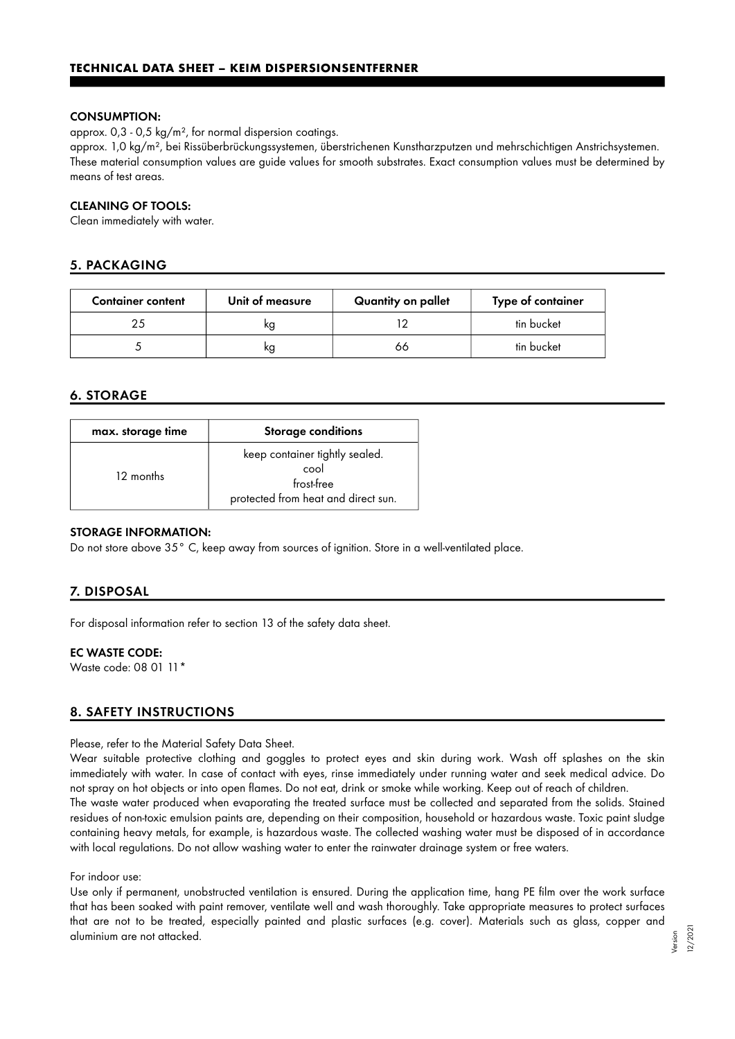#### CONSUMPTION:

approx. 0,3 - 0,5 kg/m², for normal dispersion coatings.

approx. 1,0 kg/m², bei Rissüberbrückungssystemen, überstrichenen Kunstharzputzen und mehrschichtigen Anstrichsystemen.
These material consumption values are guide values for smooth substrates. Exact consumption values must be determined by means of test areas.

#### CLEANING OF TOOLS:

Clean immediately with water.

## 5. PACKAGING

| Container content | Unit of measure | Quantity on pallet | Type of container |
|---|---|---|---|
| 25 | kg | 12 | tin bucket |
| 5 | kg | 66 | tin bucket |

## 6. STORAGE

| max. storage time | Storage conditions |
|---|---|
| 12 months | keep container tightly sealed.<br>cool<br>frost-free<br>protected from heat and direct sun. |

#### STORAGE INFORMATION:

Do not store above 35° C, keep away from sources of ignition. Store in a well-ventilated place.

## 7. DISPOSAL

For disposal information refer to section 13 of the safety data sheet.

#### EC WASTE CODE:

Waste code: 08 01 11*

## 8. SAFETY INSTRUCTIONS

Please, refer to the Material Safety Data Sheet.

Wear suitable protective clothing and goggles to protect eyes and skin during work. Wash off splashes on the skin immediately with water. In case of contact with eyes, rinse immediately under running water and seek medical advice. Do not spray on hot objects or into open flames. Do not eat, drink or smoke while working. Keep out of reach of children.

The waste water produced when evaporating the treated surface must be collected and separated from the solids. Stained residues of non-toxic emulsion paints are, depending on their composition, household or hazardous waste. Toxic paint sludge containing heavy metals, for example, is hazardous waste. The collected washing water must be disposed of in accordance with local regulations. Do not allow washing water to enter the rainwater drainage system or free waters.

For indoor use:

Use only if permanent, unobstructed ventilation is ensured. During the application time, hang PE film over the work surface that has been soaked with paint remover, ventilate well and wash thoroughly. Take appropriate measures to protect surfaces that are not to be treated, especially painted and plastic surfaces (e.g. cover). Materials such as glass, copper and aluminium are not attacked.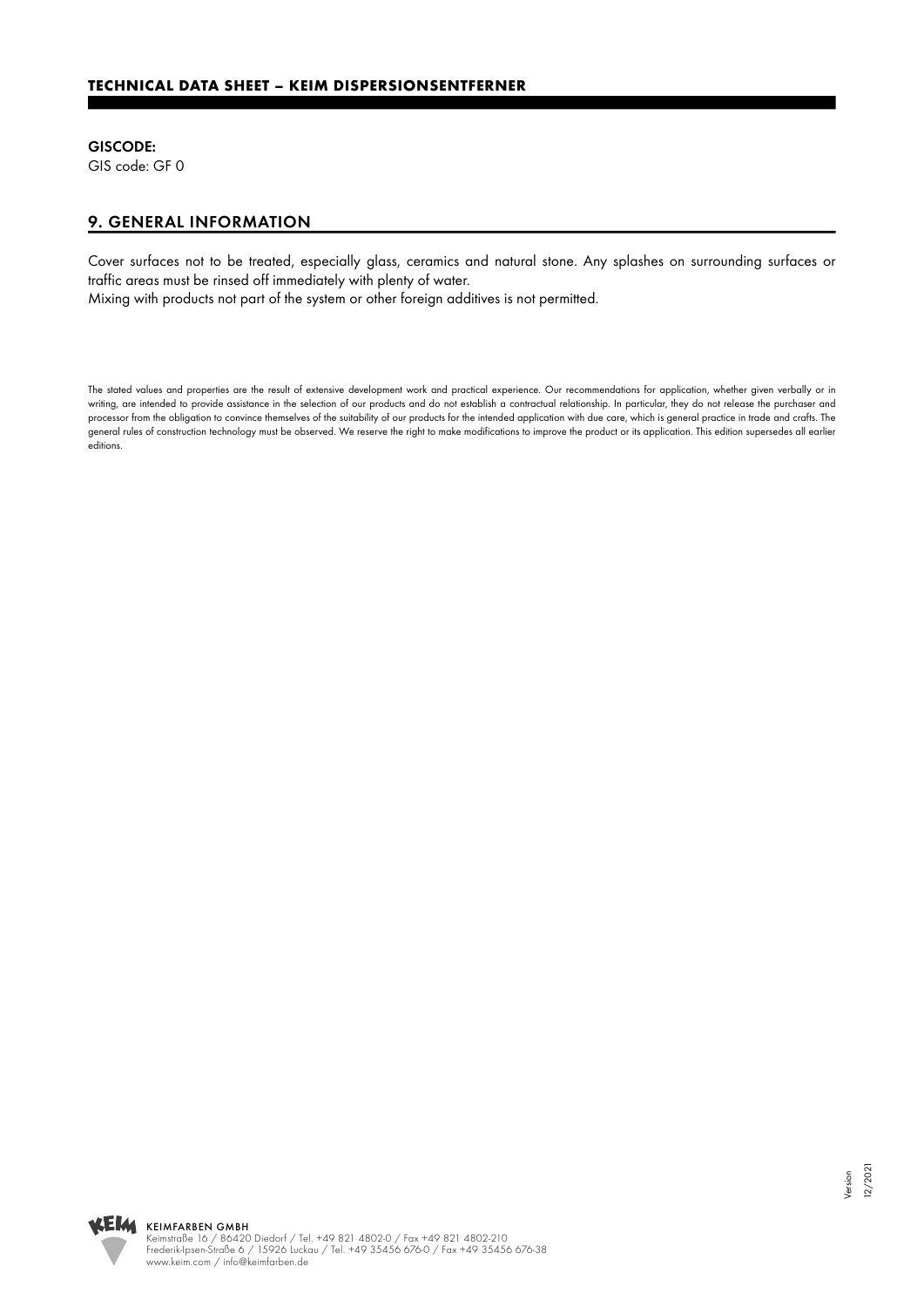#### GISCODE:

GIS code: GF 0

## 9. GENERAL INFORMATION

Cover surfaces not to be treated, especially glass, ceramics and natural stone. Any splashes on surrounding surfaces or traffic areas must be rinsed off immediately with plenty of water.
Mixing with products not part of the system or other foreign additives is not permitted.

The stated values and properties are the result of extensive development work and practical experience. Our recommendations for application, whether given verbally or in writing, are intended to provide assistance in the selection of our products and do not establish a contractual relationship. In particular, they do not release the purchaser and processor from the obligation to convince themselves of the suitability of our products for the intended application with due care, which is general practice in trade and crafts. The general rules of construction technology must be observed. We reserve the right to make modifications to improve the product or its application. This edition supersedes all earlier editions.